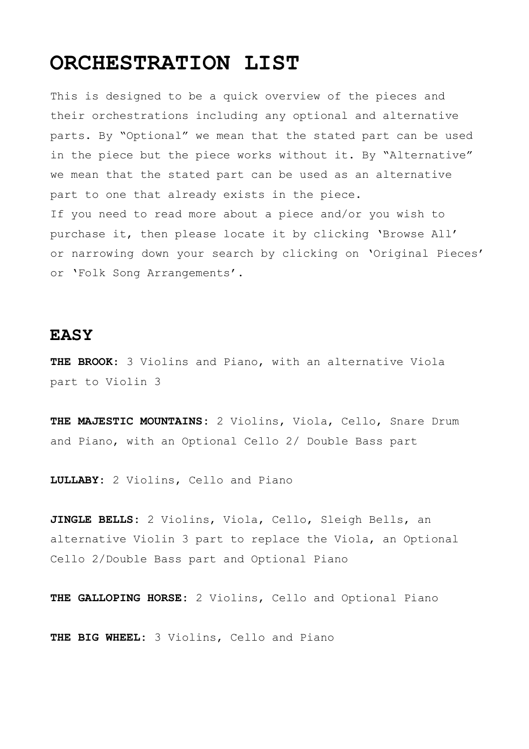# ORCHESTRATION LIST

This is designed to be a quick overview of the pieces and their orchestrations including any optional and alternative parts. By "Optional" we mean that the stated part can be used in the piece but the piece works without it. By "Alternative" we mean that the stated part can be used as an alternative part to one that already exists in the piece.
If you need to read more about a piece and/or you wish to purchase it, then please locate it by clicking 'Browse All' or narrowing down your search by clicking on 'Original Pieces' or 'Folk Song Arrangements'.

## EASY

**THE BROOK:** 3 Violins and Piano, with an alternative Viola part to Violin 3

**THE MAJESTIC MOUNTAINS:** 2 Violins, Viola, Cello, Snare Drum and Piano, with an Optional Cello 2/ Double Bass part

**LULLABY:** 2 Violins, Cello and Piano

**JINGLE BELLS:** 2 Violins, Viola, Cello, Sleigh Bells, an alternative Violin 3 part to replace the Viola, an Optional Cello 2/Double Bass part and Optional Piano

**THE GALLOPING HORSE:** 2 Violins, Cello and Optional Piano

**THE BIG WHEEL:** 3 Violins, Cello and Piano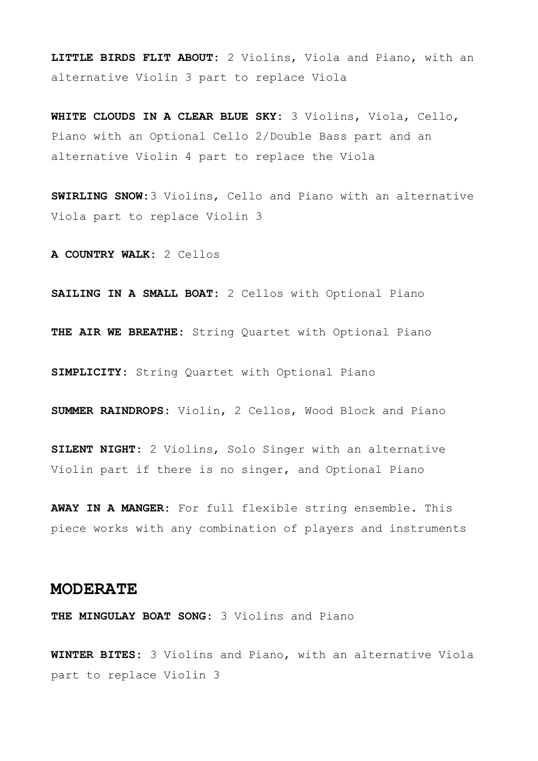**LITTLE BIRDS FLIT ABOUT:** 2 Violins, Viola and Piano, with an alternative Violin 3 part to replace Viola

**WHITE CLOUDS IN A CLEAR BLUE SKY:** 3 Violins, Viola, Cello, Piano with an Optional Cello 2/Double Bass part and an alternative Violin 4 part to replace the Viola

**SWIRLING SNOW:** 3 Violins, Cello and Piano with an alternative Viola part to replace Violin 3

**A COUNTRY WALK:** 2 Cellos

**SAILING IN A SMALL BOAT:** 2 Cellos with Optional Piano

**THE AIR WE BREATHE:** String Quartet with Optional Piano

**SIMPLICITY:** String Quartet with Optional Piano

**SUMMER RAINDROPS:** Violin, 2 Cellos, Wood Block and Piano

**SILENT NIGHT:** 2 Violins, Solo Singer with an alternative Violin part if there is no singer, and Optional Piano

**AWAY IN A MANGER:** For full flexible string ensemble. This piece works with any combination of players and instruments

## MODERATE

**THE MINGULAY BOAT SONG:** 3 Violins and Piano

**WINTER BITES:** 3 Violins and Piano, with an alternative Viola part to replace Violin 3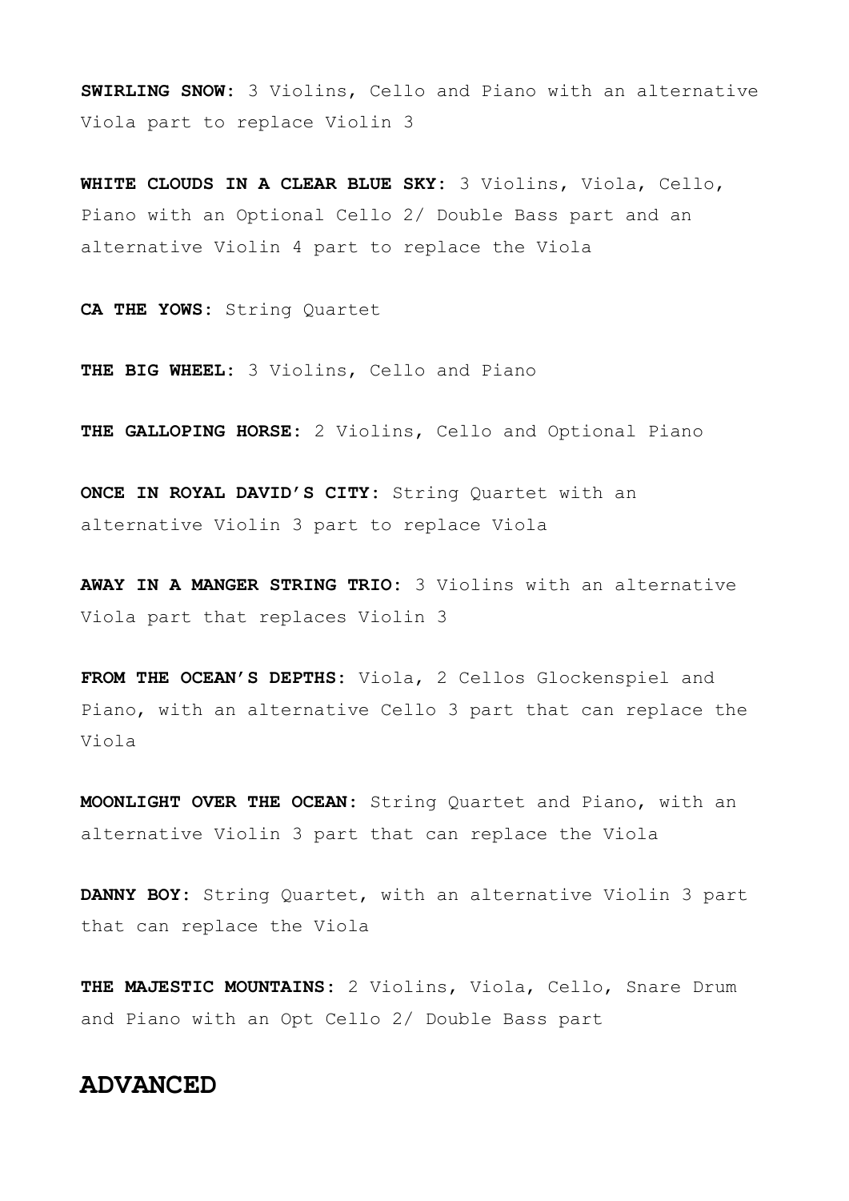**SWIRLING SNOW:** 3 Violins, Cello and Piano with an alternative Viola part to replace Violin 3

**WHITE CLOUDS IN A CLEAR BLUE SKY:** 3 Violins, Viola, Cello, Piano with an Optional Cello 2/ Double Bass part and an alternative Violin 4 part to replace the Viola

**CA THE YOWS:** String Quartet

**THE BIG WHEEL:** 3 Violins, Cello and Piano

**THE GALLOPING HORSE:** 2 Violins, Cello and Optional Piano

**ONCE IN ROYAL DAVID'S CITY:** String Quartet with an alternative Violin 3 part to replace Viola

**AWAY IN A MANGER STRING TRIO:** 3 Violins with an alternative Viola part that replaces Violin 3

**FROM THE OCEAN'S DEPTHS:** Viola, 2 Cellos Glockenspiel and Piano, with an alternative Cello 3 part that can replace the Viola

**MOONLIGHT OVER THE OCEAN:** String Quartet and Piano, with an alternative Violin 3 part that can replace the Viola

**DANNY BOY:** String Quartet, with an alternative Violin 3 part that can replace the Viola

**THE MAJESTIC MOUNTAINS:** 2 Violins, Viola, Cello, Snare Drum and Piano with an Opt Cello 2/ Double Bass part

## ADVANCED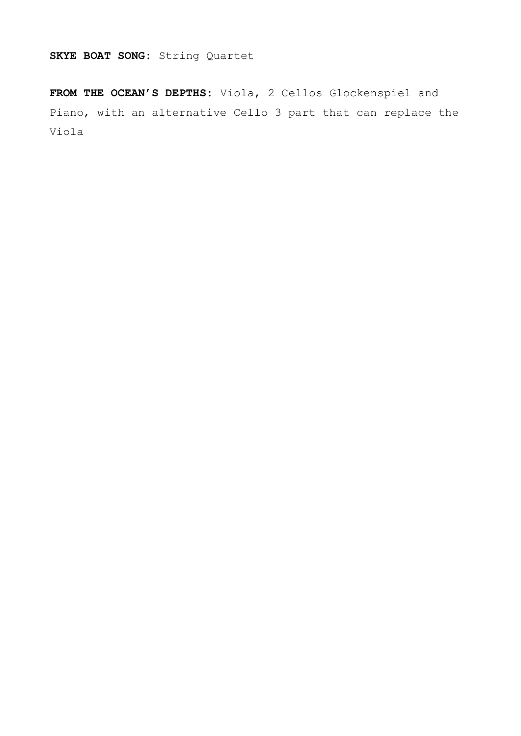**SKYE BOAT SONG:** String Quartet

**FROM THE OCEAN'S DEPTHS:** Viola, 2 Cellos Glockenspiel and Piano, with an alternative Cello 3 part that can replace the Viola